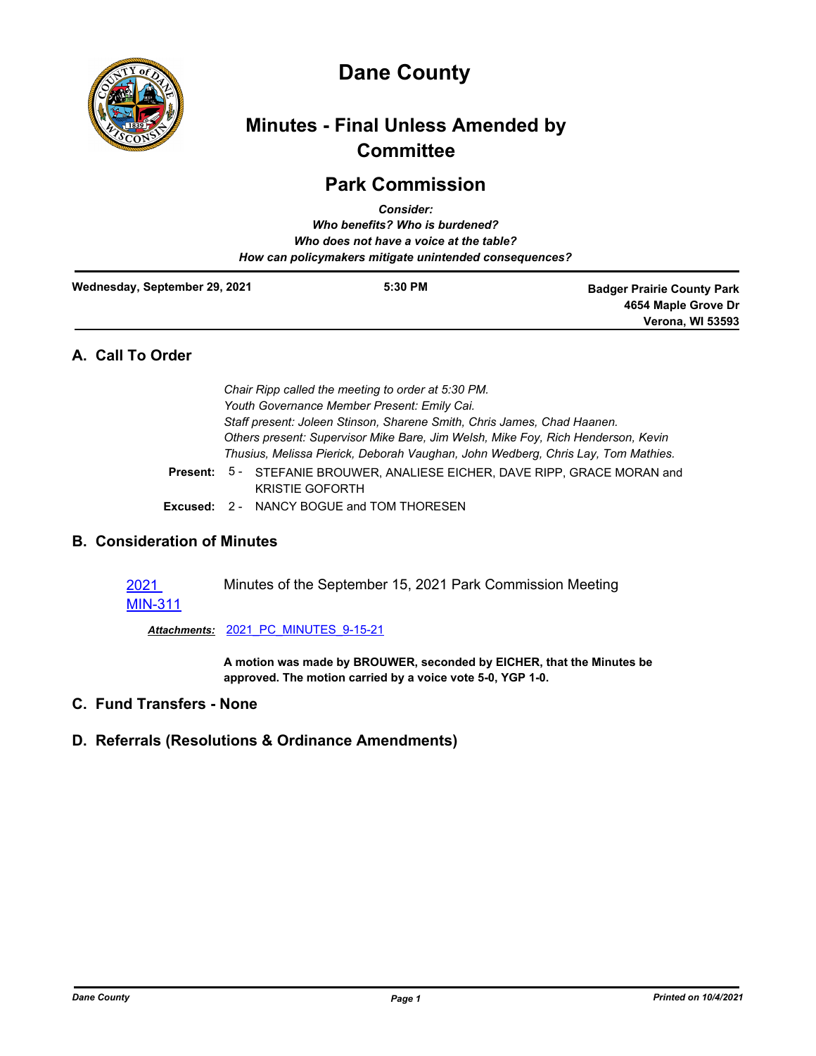# Dane County

## Minutes - Final Unless Amended by Committee

## Park Commission

***Consider:***
***Who benefits? Who is burdened?***
***Who does not have a voice at the table?***
***How can policymakers mitigate unintended consequences?***

| Wednesday, September 29, 2021 | 5:30 PM | Badger Prairie County Park<br>4654 Maple Grove Dr<br>Verona, WI 53593 |
|---|---|---|

## A. Call To Order

*Chair Ripp called the meeting to order at 5:30 PM.*
*Youth Governance Member Present: Emily Cai.*
*Staff present: Joleen Stinson, Sharene Smith, Chris James, Chad Haanen.*
*Others present: Supervisor Mike Bare, Jim Welsh, Mike Foy, Rich Henderson, Kevin Thusius, Melissa Pierick, Deborah Vaughan, John Wedberg, Chris Lay, Tom Mathies.*

**Present:** 5 - STEFANIE BROUWER, ANALIESE EICHER, DAVE RIPP, GRACE MORAN and KRISTIE GOFORTH

**Excused:** 2 - NANCY BOGUE and TOM THORESEN

## B. Consideration of Minutes

2021 MIN-311 — Minutes of the September 15, 2021 Park Commission Meeting

***Attachments:*** 2021_PC_MINUTES_9-15-21

**A motion was made by BROUWER, seconded by EICHER, that the Minutes be approved. The motion carried by a voice vote 5-0, YGP 1-0.**

## C. Fund Transfers - None

## D. Referrals (Resolutions & Ordinance Amendments)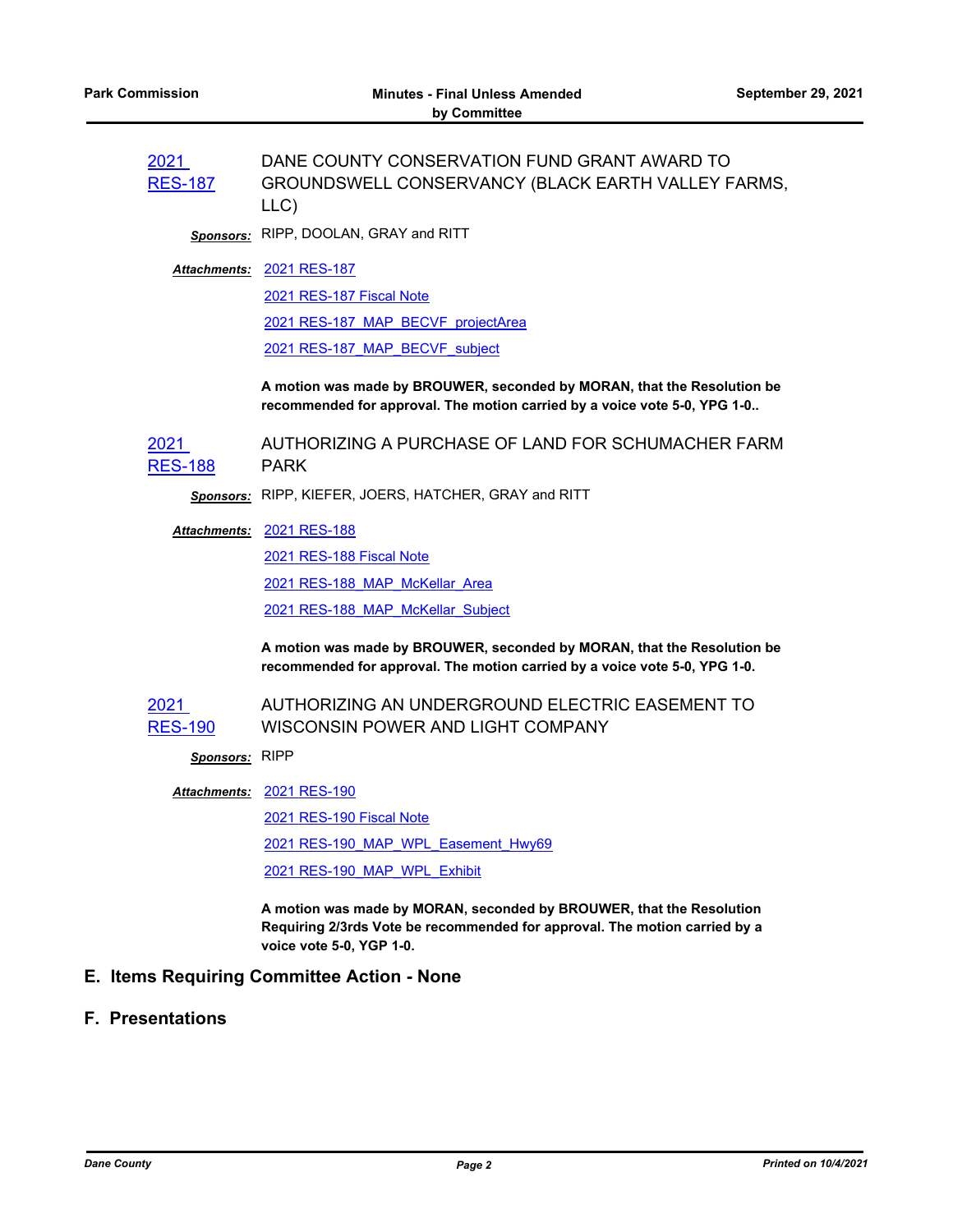[2021 RES-187](#) DANE COUNTY CONSERVATION FUND GRANT AWARD TO GROUNDSWELL CONSERVANCY (BLACK EARTH VALLEY FARMS, LLC)

***Sponsors:*** RIPP, DOOLAN, GRAY and RITT

***Attachments:*** [2021 RES-187](#)
[2021 RES-187 Fiscal Note](#)
[2021 RES-187_MAP_BECVF_projectArea](#)
[2021 RES-187_MAP_BECVF_subject](#)

**A motion was made by BROUWER, seconded by MORAN, that the Resolution be recommended for approval. The motion carried by a voice vote 5-0, YPG 1-0..**

[2021 RES-188](#) AUTHORIZING A PURCHASE OF LAND FOR SCHUMACHER FARM PARK

***Sponsors:*** RIPP, KIEFER, JOERS, HATCHER, GRAY and RITT

***Attachments:*** [2021 RES-188](#)
[2021 RES-188 Fiscal Note](#)
[2021 RES-188_MAP_McKellar_Area](#)
[2021 RES-188_MAP_McKellar_Subject](#)

**A motion was made by BROUWER, seconded by MORAN, that the Resolution be recommended for approval. The motion carried by a voice vote 5-0, YPG 1-0.**

[2021 RES-190](#) AUTHORIZING AN UNDERGROUND ELECTRIC EASEMENT TO WISCONSIN POWER AND LIGHT COMPANY

***Sponsors:*** RIPP

***Attachments:*** [2021 RES-190](#)
[2021 RES-190 Fiscal Note](#)
[2021 RES-190_MAP_WPL_Easement_Hwy69](#)
[2021 RES-190_MAP_WPL_Exhibit](#)

**A motion was made by MORAN, seconded by BROUWER, that the Resolution Requiring 2/3rds Vote be recommended for approval. The motion carried by a voice vote 5-0, YGP 1-0.**

## E. Items Requiring Committee Action - None

## F. Presentations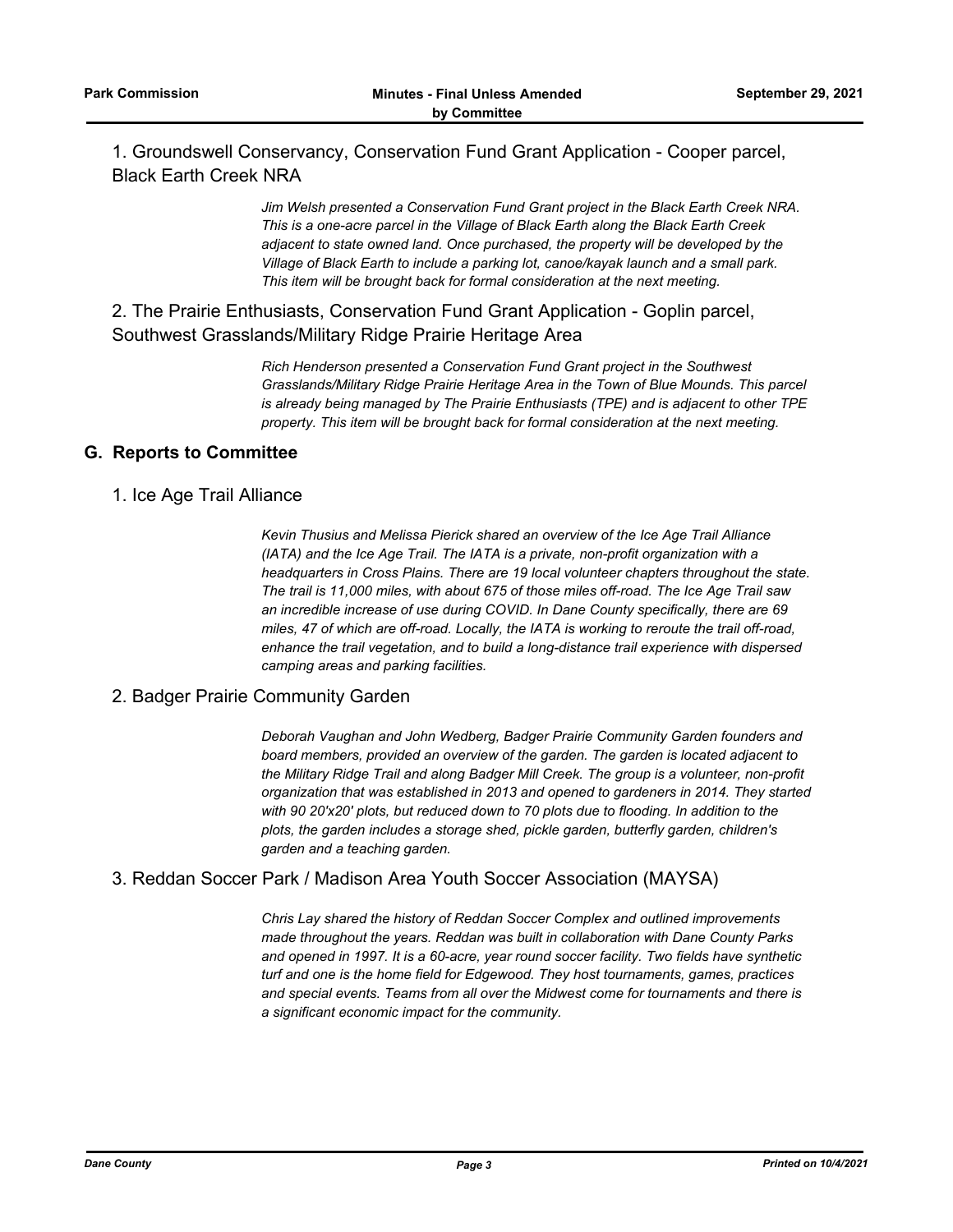1. Groundswell Conservancy, Conservation Fund Grant Application - Cooper parcel, Black Earth Creek NRA

*Jim Welsh presented a Conservation Fund Grant project in the Black Earth Creek NRA. This is a one-acre parcel in the Village of Black Earth along the Black Earth Creek adjacent to state owned land. Once purchased, the property will be developed by the Village of Black Earth to include a parking lot, canoe/kayak launch and a small park. This item will be brought back for formal consideration at the next meeting.*

2. The Prairie Enthusiasts, Conservation Fund Grant Application - Goplin parcel, Southwest Grasslands/Military Ridge Prairie Heritage Area

*Rich Henderson presented a Conservation Fund Grant project in the Southwest Grasslands/Military Ridge Prairie Heritage Area in the Town of Blue Mounds. This parcel is already being managed by The Prairie Enthusiasts (TPE) and is adjacent to other TPE property. This item will be brought back for formal consideration at the next meeting.*

## G. Reports to Committee

1. Ice Age Trail Alliance

*Kevin Thusius and Melissa Pierick shared an overview of the Ice Age Trail Alliance (IATA) and the Ice Age Trail. The IATA is a private, non-profit organization with a headquarters in Cross Plains. There are 19 local volunteer chapters throughout the state. The trail is 11,000 miles, with about 675 of those miles off-road. The Ice Age Trail saw an incredible increase of use during COVID. In Dane County specifically, there are 69 miles, 47 of which are off-road. Locally, the IATA is working to reroute the trail off-road, enhance the trail vegetation, and to build a long-distance trail experience with dispersed camping areas and parking facilities.*

2. Badger Prairie Community Garden

*Deborah Vaughan and John Wedberg, Badger Prairie Community Garden founders and board members, provided an overview of the garden. The garden is located adjacent to the Military Ridge Trail and along Badger Mill Creek. The group is a volunteer, non-profit organization that was established in 2013 and opened to gardeners in 2014. They started with 90 20'x20' plots, but reduced down to 70 plots due to flooding. In addition to the plots, the garden includes a storage shed, pickle garden, butterfly garden, children's garden and a teaching garden.*

3. Reddan Soccer Park / Madison Area Youth Soccer Association (MAYSA)

*Chris Lay shared the history of Reddan Soccer Complex and outlined improvements made throughout the years. Reddan was built in collaboration with Dane County Parks and opened in 1997. It is a 60-acre, year round soccer facility. Two fields have synthetic turf and one is the home field for Edgewood. They host tournaments, games, practices and special events. Teams from all over the Midwest come for tournaments and there is a significant economic impact for the community.*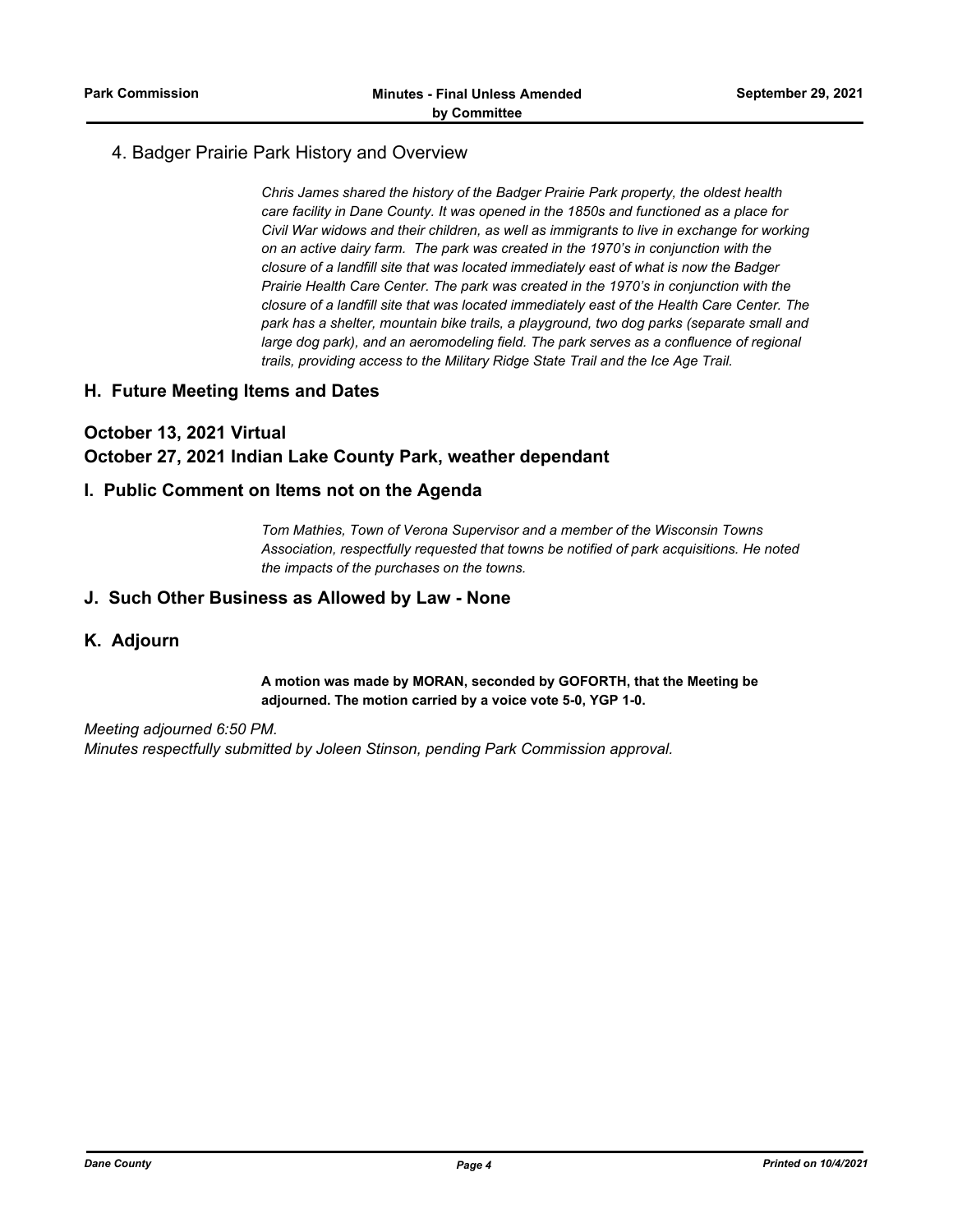4. Badger Prairie Park History and Overview

*Chris James shared the history of the Badger Prairie Park property, the oldest health care facility in Dane County. It was opened in the 1850s and functioned as a place for Civil War widows and their children, as well as immigrants to live in exchange for working on an active dairy farm. The park was created in the 1970's in conjunction with the closure of a landfill site that was located immediately east of what is now the Badger Prairie Health Care Center. The park was created in the 1970's in conjunction with the closure of a landfill site that was located immediately east of the Health Care Center. The park has a shelter, mountain bike trails, a playground, two dog parks (separate small and large dog park), and an aeromodeling field. The park serves as a confluence of regional trails, providing access to the Military Ridge State Trail and the Ice Age Trail.*

## H. Future Meeting Items and Dates

## October 13, 2021 Virtual
## October 27, 2021 Indian Lake County Park, weather dependant

## I. Public Comment on Items not on the Agenda

*Tom Mathies, Town of Verona Supervisor and a member of the Wisconsin Towns Association, respectfully requested that towns be notified of park acquisitions. He noted the impacts of the purchases on the towns.*

## J. Such Other Business as Allowed by Law - None

## K. Adjourn

**A motion was made by MORAN, seconded by GOFORTH, that the Meeting be adjourned. The motion carried by a voice vote 5-0, YGP 1-0.**

*Meeting adjourned 6:50 PM.*
*Minutes respectfully submitted by Joleen Stinson, pending Park Commission approval.*